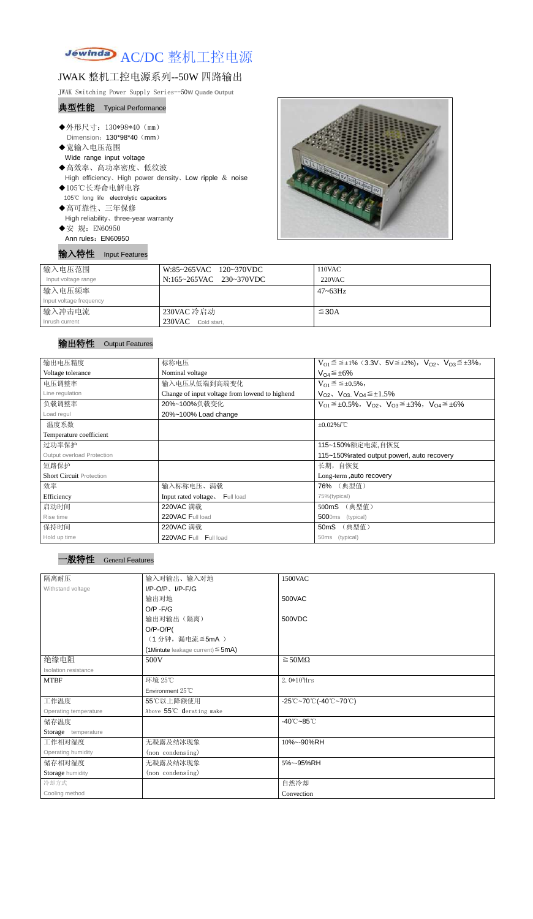# AC/DC 整机工控电源

## JWAK 整机工控电源系列--50W 四路输出

JWAK Switching Power Supply Series--50W Quade Output

### 典型性能 Typical Performance

- ◆外形尺寸：130*98*40（mm）
  Dimension：130*98*40（mm）
- ◆宽输入电压范围
  Wide range input voltage
- ◆高效率、高功率密度、低纹波
  High efficiency、High power density、Low ripple ＆ noise
- ◆105℃长寿命电解电容
  105℃ long life electrolytic capacitors
- ◆高可靠性、三年保修
  High reliability、three-year warranty
- ◆安 规：EN60950
  Ann rules：EN60950

### 输入特性 Input Features

| 输入电压范围<br>Input voltage range | W:85~265VAC 120~370VDC<br>N:165~265VAC 230~370VDC | 110VAC<br>220VAC |
|---|---|---|
| 输入电压频率<br>Input voltage frequency | | 47~63Hz |
| 输入冲击电流<br>Inrush current | 230VAC 冷启动<br>230VAC Cold start, | ≦30A |

### 输出特性 Output Features

| 输出电压精度<br>Voltage tolerance | 标称电压<br>Nominal voltage | $V_{O1}$≦≦±1%（3.3V、5V≦±2%），$V_{O2}$、$V_{O3}$≦±3%，<br>$V_{O4}$≦±6% |
|---|---|---|
| 电压调整率<br>Line regulation | 输入电压从低端到高端变化<br>Change of input voltage from lowend to highend | $V_{O1}$≦≦±0.5%，<br>$V_{O2}$、$V_{O3,}$ $V_{O4}$≦±1.5% |
| 负载调整率<br>Load regul | 20%~100%负载变化<br>20%~100% Load change | $V_{O1}$≦±0.5%，$V_{O2}$、$V_{O3}$≦±3%，$V_{O4}$≦±6% |
| 温度系数<br>Temperature coefficient | | ±0.02%/℃ |
| 过功率保护<br>Output overload Protection | | 115~150%额定电流,自恢复<br>115~150%rated output powerl, auto recovery |
| 短路保护<br>Short Circuit Protection | | 长期，自恢复<br>Long-term ,auto recovery |
| 效率<br>Efficiency | 输入标称电压、满载<br>Input rated voltage、Full load | 76% （典型值）<br>75%(typical) |
| 启动时间<br>Rise time | 220VAC 满载<br>220VAC Full load | 500mS （典型值）<br>500ms (typical) |
| 保持时间<br>Hold up time | 220VAC 满载<br>220VAC Full Full load | 50mS （典型值）<br>50ms (typical) |

### 一般特性 General Features

| 隔离耐压<br>Withstand voltage | 输入对输出、输入对地<br>I/P-O/P、I/P-F/G | 1500VAC |
|---|---|---|
| | 输出对地<br>O/P -F/G | 500VAC |
| | 输出对输出（隔离）<br>O/P-O/P(<br>（1 分钟，漏电流≦5mA ）<br>(1Mintute leakage current)≦5mA) | 500VDC |
| 绝缘电阻<br>Isolation resistance | 500V | ≧50MΩ |
| MTBF | 环境 25℃<br>Environment 25℃ | 2.0*10⁵Hrs |
| 工作温度<br>Operating temperature | 55℃以上降额使用<br>Above 55℃ derating make | -25℃~70℃(-40℃~70℃) |
| 储存温度<br>Storage temperature | | -40℃~85℃ |
| 工作相对湿度<br>Operating humidity | 无凝露及结冰现象<br>(non condensing) | 10%~-90%RH |
| 储存相对湿度<br>Storage humidity | 无凝露及结冰现象<br>(non condensing) | 5%~-95%RH |
| 冷却方式<br>Cooling method | | 自然冷却<br>Convection |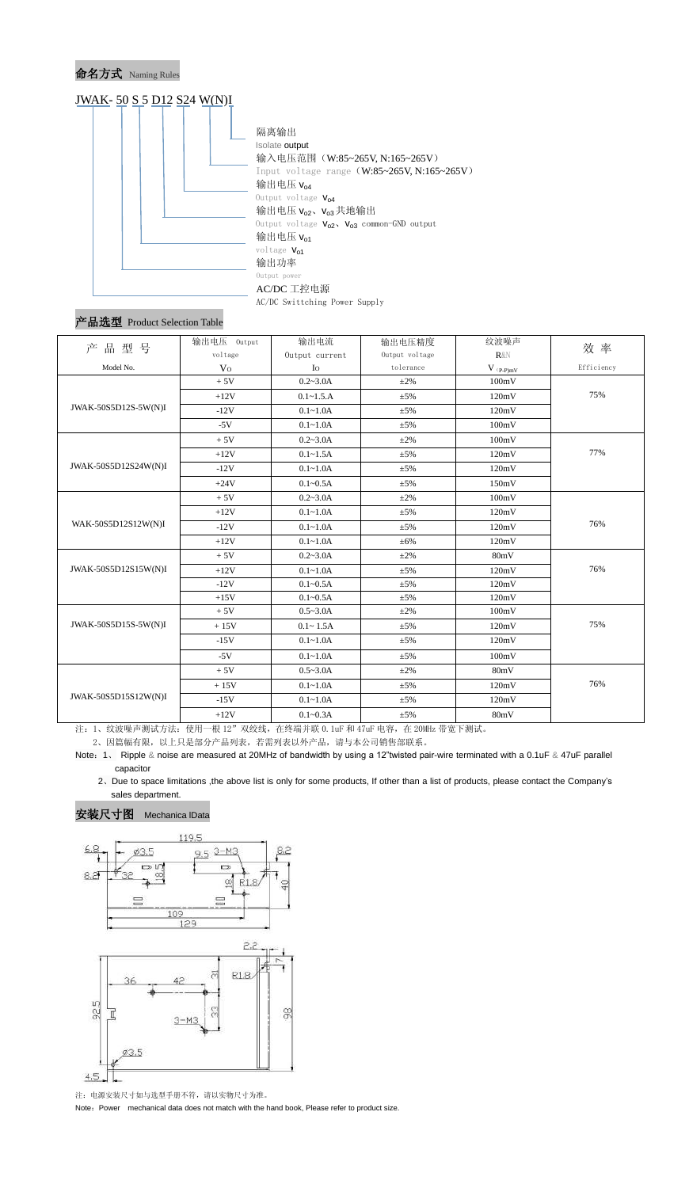## 命名方式 Naming Rules

JWAK- 50 S 5 D12 S24 W(N)I

隔离输出
Isolate output
输入电压范围（W:85~265V, N:165~265V）
Input voltage range（W:85~265V, N:165~265V）
输出电压 $V_{o4}$
Output voltage $V_{o4}$
输出电压 $V_{o2}$、$V_{o3}$ 共地输出
Output voltage $V_{o2}$、$V_{o3}$ common-GND output
输出电压 $V_{o1}$
voltage $V_{o1}$
输出功率
Output power
AC/DC 工控电源
AC/DC Swittching Power Supply

## 产品选型 Product Selection Table

| 产 品 型 号 Model No. | 输出电压 Output voltage Vo | 输出电流 Output current Io | 输出电压精度 Output voltage tolerance | 纹波噪声 R&N V (P-P)mV | 效 率 Efficiency |
|---|---|---|---|---|---|
| JWAK-50S5D12S-5W(N)I | + 5V | 0.2~3.0A | ±2% | 100mV | 75% |
| | +12V | 0.1~1.5.A | ±5% | 120mV | |
| | -12V | 0.1~1.0A | ±5% | 120mV | |
| | -5V | 0.1~1.0A | ±5% | 100mV | |
| JWAK-50S5D12S24W(N)I | + 5V | 0.2~3.0A | ±2% | 100mV | 77% |
| | +12V | 0.1~1.5A | ±5% | 120mV | |
| | -12V | 0.1~1.0A | ±5% | 120mV | |
| | +24V | 0.1~0.5A | ±5% | 150mV | |
| WAK-50S5D12S12W(N)I | + 5V | 0.2~3.0A | ±2% | 100mV | 76% |
| | +12V | 0.1~1.0A | ±5% | 120mV | |
| | -12V | 0.1~1.0A | ±5% | 120mV | |
| | +12V | 0.1~1.0A | ±6% | 120mV | |
| JWAK-50S5D12S15W(N)I | + 5V | 0.2~3.0A | ±2% | 80mV | 76% |
| | +12V | 0.1~1.0A | ±5% | 120mV | |
| | -12V | 0.1~0.5A | ±5% | 120mV | |
| | +15V | 0.1~0.5A | ±5% | 120mV | |
| JWAK-50S5D15S-5W(N)I | + 5V | 0.5~3.0A | ±2% | 100mV | 75% |
| | + 15V | 0.1~ 1.5A | ±5% | 120mV | |
| | -15V | 0.1~1.0A | ±5% | 120mV | |
| | -5V | 0.1~1.0A | ±5% | 100mV | |
| JWAK-50S5D15S12W(N)I | + 5V | 0.5~3.0A | ±2% | 80mV | 76% |
| | + 15V | 0.1~1.0A | ±5% | 120mV | |
| | -15V | 0.1~1.0A | ±5% | 120mV | |
| | +12V | 0.1~0.3A | ±5% | 80mV | |

注：1、纹波噪声测试方法：使用一根 12”双绞线，在终端并联 0.1uF 和 47uF 电容，在 20MHz 带宽下测试。
2、因篇幅有限，以上只是部分产品列表，若需列表以外产品，请与本公司销售部联系。

Note：1、 Ripple & noise are measured at 20MHz of bandwidth by using a 12"twisted pair-wire terminated with a 0.1uF & 47uF parallel capacitor
2、Due to space limitations ,the above list is only for some products, If other than a list of products, please contact the Company's sales department.

## 安装尺寸图 Mechanica lData

119.5
6.8
ø3.5
9.5
3-M3
8.2
8.2
32
18.5
18
R1.8
40
109
129
2.2
7
36
42
31
R1.8
92.5
33
3-M3
98
ø3.5
4.5

注：电源安装尺寸如与选型手册不符，请以实物尺寸为准。

Note：Power mechanical data does not match with the hand book, Please refer to product size.